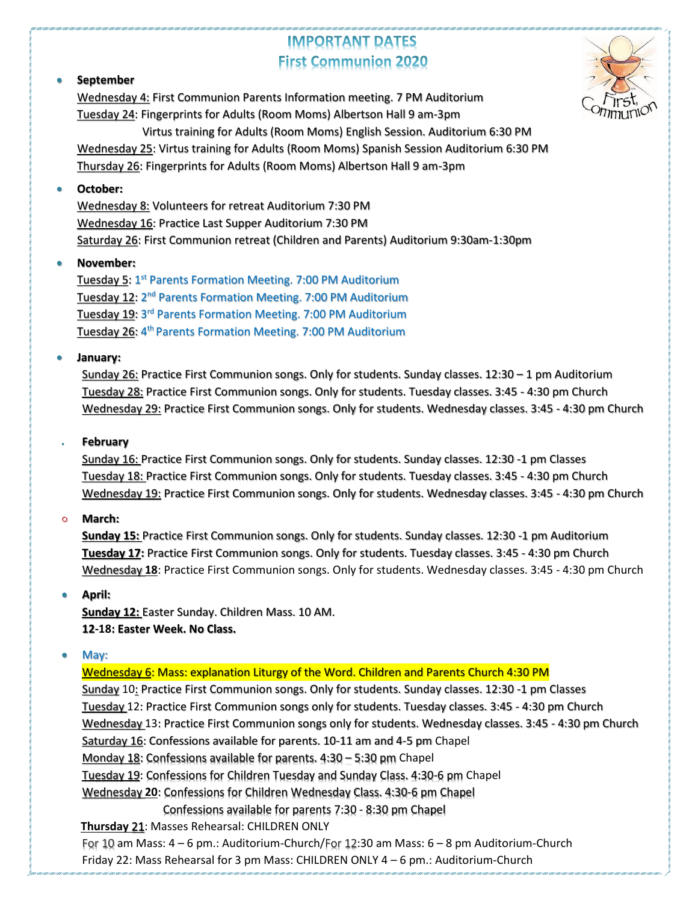# IMPORTANT DATES
## First Communion 2020

- **September**

  Wednesday 4: First Communion Parents Information meeting. 7 PM Auditorium
  Tuesday 24: Fingerprints for Adults (Room Moms) Albertson Hall 9 am-3pm
  Virtus training for Adults (Room Moms) English Session. Auditorium 6:30 PM
  Wednesday 25: Virtus training for Adults (Room Moms) Spanish Session Auditorium 6:30 PM
  Thursday 26: Fingerprints for Adults (Room Moms) Albertson Hall 9 am-3pm

- **October:**

  Wednesday 8: Volunteers for retreat Auditorium 7:30 PM
  Wednesday 16: Practice Last Supper Auditorium 7:30 PM
  Saturday 26: First Communion retreat (Children and Parents) Auditorium 9:30am-1:30pm

- **November:**

  Tuesday 5: 1st Parents Formation Meeting. 7:00 PM Auditorium
  Tuesday 12: 2nd Parents Formation Meeting. 7:00 PM Auditorium
  Tuesday 19: 3rd Parents Formation Meeting. 7:00 PM Auditorium
  Tuesday 26: 4th Parents Formation Meeting. 7:00 PM Auditorium

- **January:**

  Sunday 26: Practice First Communion songs. Only for students. Sunday classes. 12:30 – 1 pm Auditorium
  Tuesday 28: Practice First Communion songs. Only for students. Tuesday classes. 3:45 - 4:30 pm Church
  Wednesday 29: Practice First Communion songs. Only for students. Wednesday classes. 3:45 - 4:30 pm Church

- **February**

  Sunday 16: Practice First Communion songs. Only for students. Sunday classes. 12:30 -1 pm Classes
  Tuesday 18: Practice First Communion songs. Only for students. Tuesday classes. 3:45 - 4:30 pm Church
  Wednesday 19: Practice First Communion songs. Only for students. Wednesday classes. 3:45 - 4:30 pm Church

- **March:**

  **Sunday 15:** Practice First Communion songs. Only for students. Sunday classes. 12:30 -1 pm Auditorium
  **Tuesday 17:** Practice First Communion songs. Only for students. Tuesday classes. 3:45 - 4:30 pm Church
  Wednesday **18**: Practice First Communion songs. Only for students. Wednesday classes. 3:45 - 4:30 pm Church

- **April:**

  **Sunday 12:** Easter Sunday. Children Mass. 10 AM.
  **12-18: Easter Week. No Class.**

- May:

  Wednesday 6: Mass: explanation Liturgy of the Word. Children and Parents Church 4:30 PM
  Sunday 10: Practice First Communion songs. Only for students. Sunday classes. 12:30 -1 pm Classes
  Tuesday 12: Practice First Communion songs only for students. Tuesday classes. 3:45 - 4:30 pm Church
  Wednesday 13: Practice First Communion songs only for students. Wednesday classes. 3:45 - 4:30 pm Church
  Saturday 16: Confessions available for parents. 10-11 am and 4-5 pm Chapel
  Monday 18: Confessions available for parents. 4:30 – 5:30 pm Chapel
  Tuesday 19: Confessions for Children Tuesday and Sunday Class. 4:30-6 pm Chapel
  Wednesday **20**: Confessions for Children Wednesday Class. 4:30-6 pm Chapel
  Confessions available for parents 7:30 - 8:30 pm Chapel
  **Thursday 21**: Masses Rehearsal: CHILDREN ONLY
  For 10 am Mass: 4 – 6 pm.: Auditorium-Church/For 12:30 am Mass: 6 – 8 pm Auditorium-Church
  Friday 22: Mass Rehearsal for 3 pm Mass: CHILDREN ONLY 4 – 6 pm.: Auditorium-Church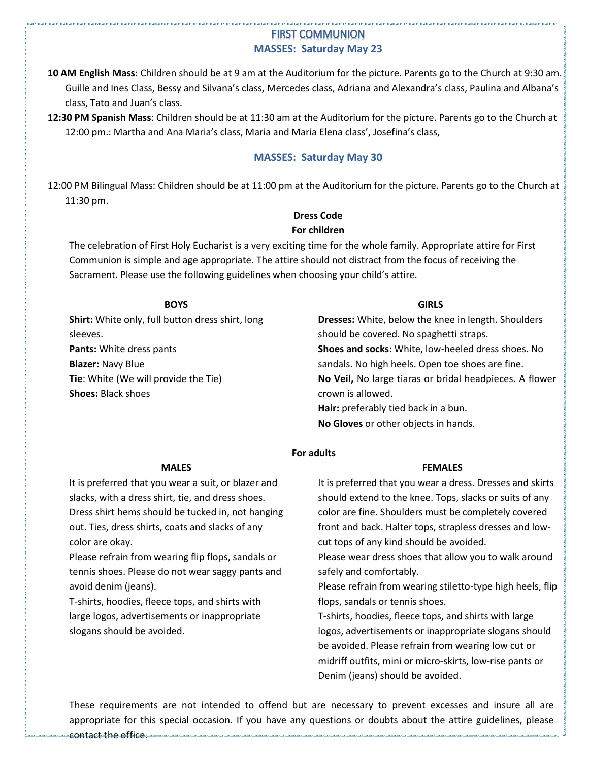# FIRST COMMUNION

## MASSES: Saturday May 23

**10 AM English Mass**: Children should be at 9 am at the Auditorium for the picture. Parents go to the Church at 9:30 am. Guille and Ines Class, Bessy and Silvana's class, Mercedes class, Adriana and Alexandra's class, Paulina and Albana's class, Tato and Juan's class.

**12:30 PM Spanish Mass**: Children should be at 11:30 am at the Auditorium for the picture. Parents go to the Church at 12:00 pm.: Martha and Ana Maria's class, Maria and Maria Elena class', Josefina's class,

## MASSES: Saturday May 30

12:00 PM Bilingual Mass: Children should be at 11:00 pm at the Auditorium for the picture. Parents go to the Church at 11:30 pm.

### Dress Code

#### For children

The celebration of First Holy Eucharist is a very exciting time for the whole family. Appropriate attire for First Communion is simple and age appropriate. The attire should not distract from the focus of receiving the Sacrament. Please use the following guidelines when choosing your child's attire.

**BOYS**

**Shirt:** White only, full button dress shirt, long sleeves.
**Pants:** White dress pants
**Blazer:** Navy Blue
**Tie**: White (We will provide the Tie)
**Shoes:** Black shoes

**GIRLS**

**Dresses:** White, below the knee in length. Shoulders should be covered. No spaghetti straps.
**Shoes and socks**: White, low-heeled dress shoes. No sandals. No high heels. Open toe shoes are fine.
**No Veil,** No large tiaras or bridal headpieces. A flower crown is allowed.
**Hair:** preferably tied back in a bun.
**No Gloves** or other objects in hands.

#### For adults

**MALES**

It is preferred that you wear a suit, or blazer and slacks, with a dress shirt, tie, and dress shoes. Dress shirt hems should be tucked in, not hanging out. Ties, dress shirts, coats and slacks of any color are okay.

Please refrain from wearing flip flops, sandals or tennis shoes. Please do not wear saggy pants and avoid denim (jeans).

T-shirts, hoodies, fleece tops, and shirts with large logos, advertisements or inappropriate slogans should be avoided.

**FEMALES**

It is preferred that you wear a dress. Dresses and skirts should extend to the knee. Tops, slacks or suits of any color are fine. Shoulders must be completely covered front and back. Halter tops, strapless dresses and low-cut tops of any kind should be avoided.

Please wear dress shoes that allow you to walk around safely and comfortably.

Please refrain from wearing stiletto-type high heels, flip flops, sandals or tennis shoes.

T-shirts, hoodies, fleece tops, and shirts with large logos, advertisements or inappropriate slogans should be avoided. Please refrain from wearing low cut or midriff outfits, mini or micro-skirts, low-rise pants or Denim (jeans) should be avoided.

These requirements are not intended to offend but are necessary to prevent excesses and insure all are appropriate for this special occasion. If you have any questions or doubts about the attire guidelines, please contact the office.